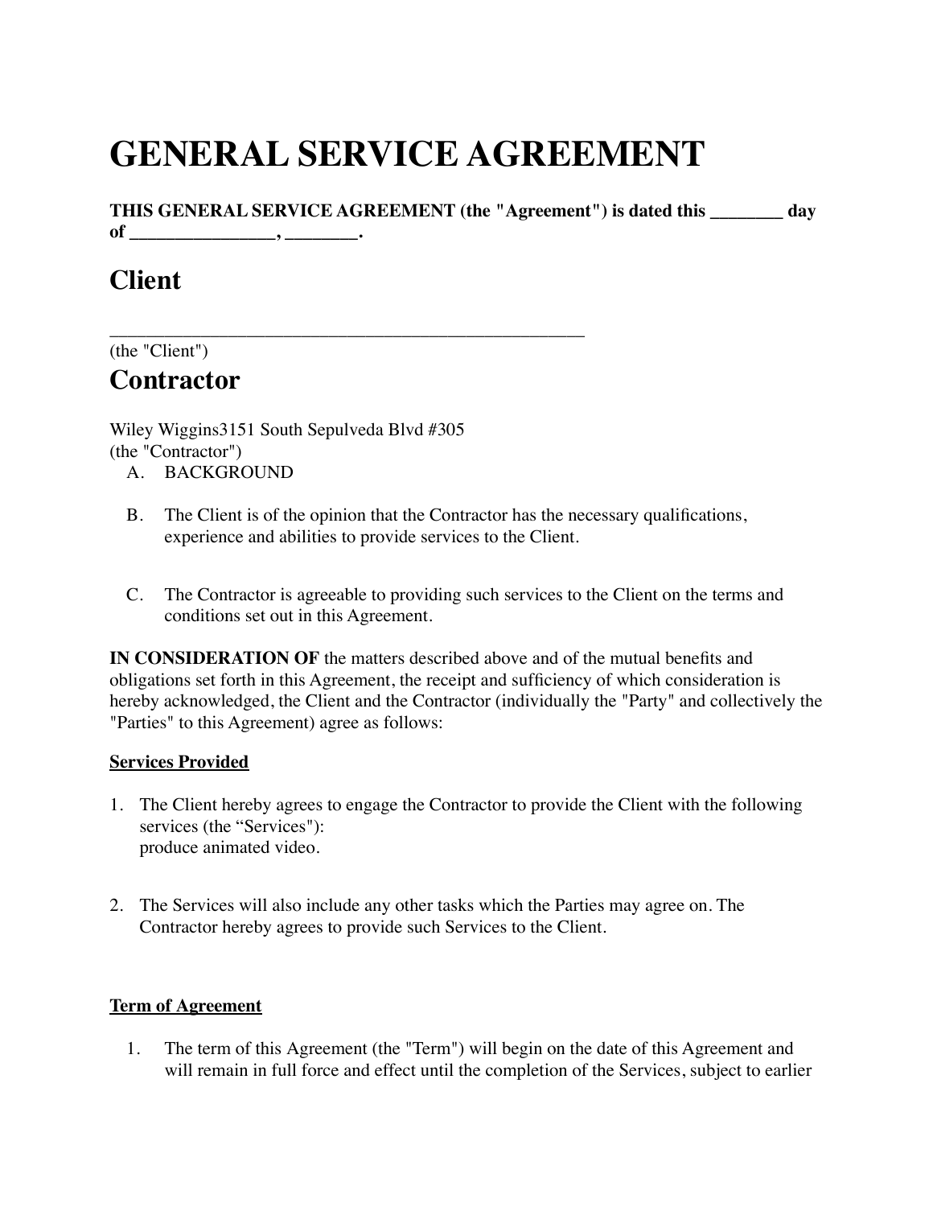# GENERAL SERVICE AGREEMENT

**THIS GENERAL SERVICE AGREEMENT (the "Agreement") is dated this ________ day of ________________, ________.**

## Client

_____________________________________________________

(the "Client")

## Contractor

Wiley Wiggins3151 South Sepulveda Blvd #305
(the "Contractor")

A. BACKGROUND

B. The Client is of the opinion that the Contractor has the necessary qualifications, experience and abilities to provide services to the Client.

C. The Contractor is agreeable to providing such services to the Client on the terms and conditions set out in this Agreement.

**IN CONSIDERATION OF** the matters described above and of the mutual benefits and obligations set forth in this Agreement, the receipt and sufficiency of which consideration is hereby acknowledged, the Client and the Contractor (individually the "Party" and collectively the "Parties" to this Agreement) agree as follows:

**<u>Services Provided</u>**

1. The Client hereby agrees to engage the Contractor to provide the Client with the following services (the "Services"):
   produce animated video.

2. The Services will also include any other tasks which the Parties may agree on. The Contractor hereby agrees to provide such Services to the Client.

**<u>Term of Agreement</u>**

1. The term of this Agreement (the "Term") will begin on the date of this Agreement and will remain in full force and effect until the completion of the Services, subject to earlier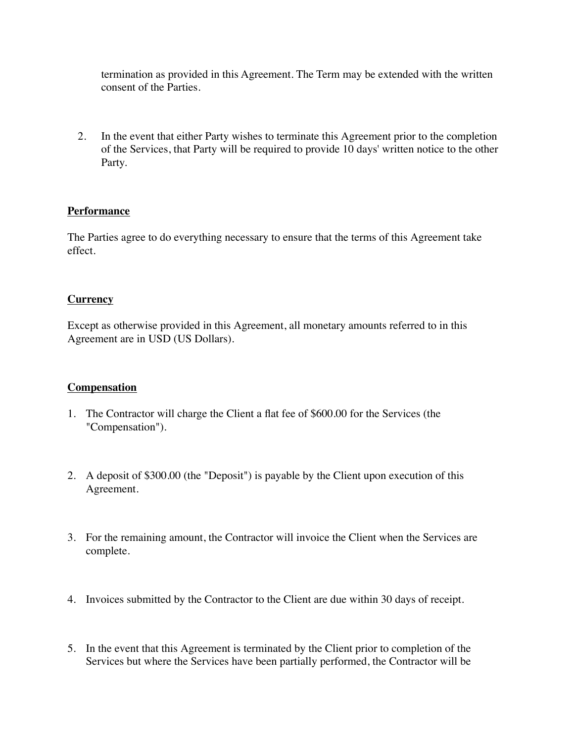termination as provided in this Agreement. The Term may be extended with the written consent of the Parties.

2. In the event that either Party wishes to terminate this Agreement prior to the completion of the Services, that Party will be required to provide 10 days' written notice to the other Party.

**Performance**

The Parties agree to do everything necessary to ensure that the terms of this Agreement take effect.

**Currency**

Except as otherwise provided in this Agreement, all monetary amounts referred to in this Agreement are in USD (US Dollars).

**Compensation**

1. The Contractor will charge the Client a flat fee of $600.00 for the Services (the "Compensation").

2. A deposit of $300.00 (the "Deposit") is payable by the Client upon execution of this Agreement.

3. For the remaining amount, the Contractor will invoice the Client when the Services are complete.

4. Invoices submitted by the Contractor to the Client are due within 30 days of receipt.

5. In the event that this Agreement is terminated by the Client prior to completion of the Services but where the Services have been partially performed, the Contractor will be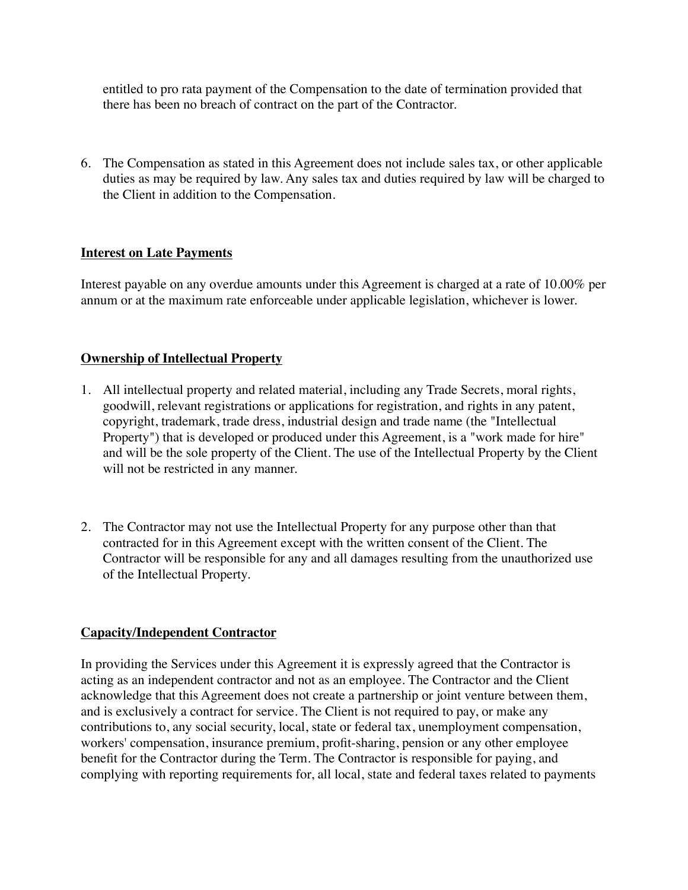entitled to pro rata payment of the Compensation to the date of termination provided that there has been no breach of contract on the part of the Contractor.

6. The Compensation as stated in this Agreement does not include sales tax, or other applicable duties as may be required by law. Any sales tax and duties required by law will be charged to the Client in addition to the Compensation.

## Interest on Late Payments

Interest payable on any overdue amounts under this Agreement is charged at a rate of 10.00% per annum or at the maximum rate enforceable under applicable legislation, whichever is lower.

## Ownership of Intellectual Property

1. All intellectual property and related material, including any Trade Secrets, moral rights, goodwill, relevant registrations or applications for registration, and rights in any patent, copyright, trademark, trade dress, industrial design and trade name (the "Intellectual Property") that is developed or produced under this Agreement, is a "work made for hire" and will be the sole property of the Client. The use of the Intellectual Property by the Client will not be restricted in any manner.

2. The Contractor may not use the Intellectual Property for any purpose other than that contracted for in this Agreement except with the written consent of the Client. The Contractor will be responsible for any and all damages resulting from the unauthorized use of the Intellectual Property.

## Capacity/Independent Contractor

In providing the Services under this Agreement it is expressly agreed that the Contractor is acting as an independent contractor and not as an employee. The Contractor and the Client acknowledge that this Agreement does not create a partnership or joint venture between them, and is exclusively a contract for service. The Client is not required to pay, or make any contributions to, any social security, local, state or federal tax, unemployment compensation, workers' compensation, insurance premium, profit-sharing, pension or any other employee benefit for the Contractor during the Term. The Contractor is responsible for paying, and complying with reporting requirements for, all local, state and federal taxes related to payments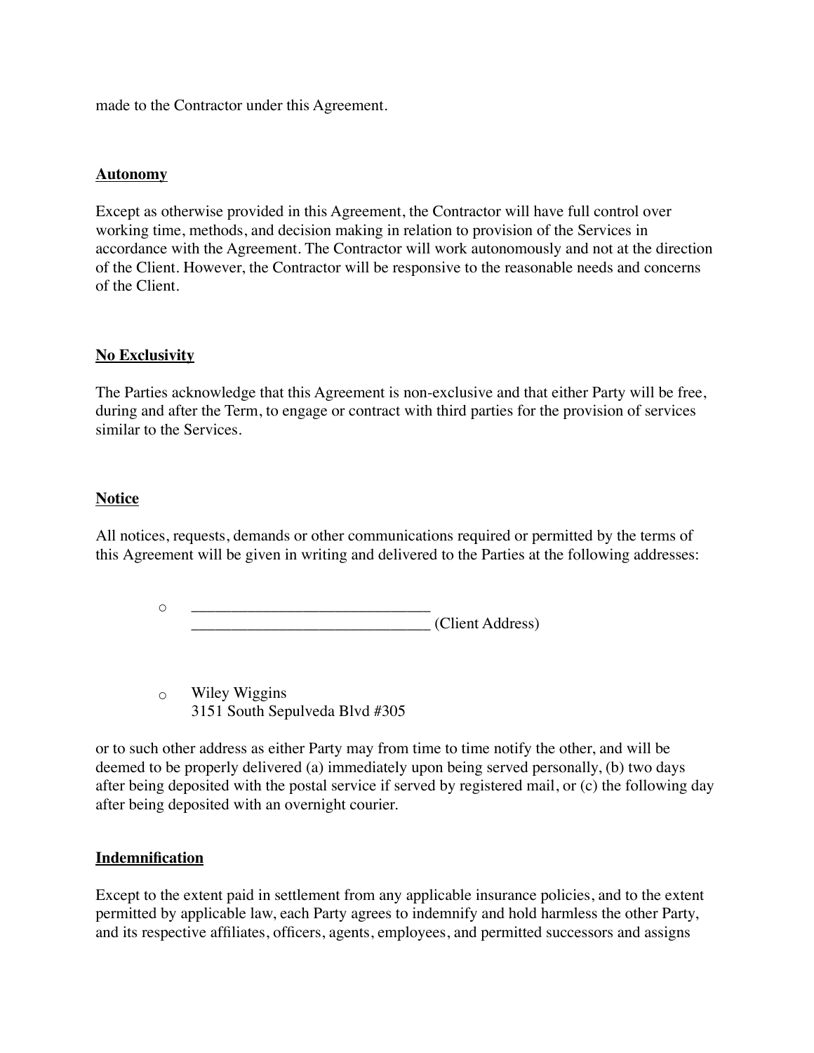made to the Contractor under this Agreement.

**Autonomy**

Except as otherwise provided in this Agreement, the Contractor will have full control over working time, methods, and decision making in relation to provision of the Services in accordance with the Agreement. The Contractor will work autonomously and not at the direction of the Client. However, the Contractor will be responsive to the reasonable needs and concerns of the Client.

**No Exclusivity**

The Parties acknowledge that this Agreement is non-exclusive and that either Party will be free, during and after the Term, to engage or contract with third parties for the provision of services similar to the Services.

**Notice**

All notices, requests, demands or other communications required or permitted by the terms of this Agreement will be given in writing and delivered to the Parties at the following addresses:

- ______________________________
  ______________________________ (Client Address)

- Wiley Wiggins
  3151 South Sepulveda Blvd #305

or to such other address as either Party may from time to time notify the other, and will be deemed to be properly delivered (a) immediately upon being served personally, (b) two days after being deposited with the postal service if served by registered mail, or (c) the following day after being deposited with an overnight courier.

**Indemnification**

Except to the extent paid in settlement from any applicable insurance policies, and to the extent permitted by applicable law, each Party agrees to indemnify and hold harmless the other Party, and its respective affiliates, officers, agents, employees, and permitted successors and assigns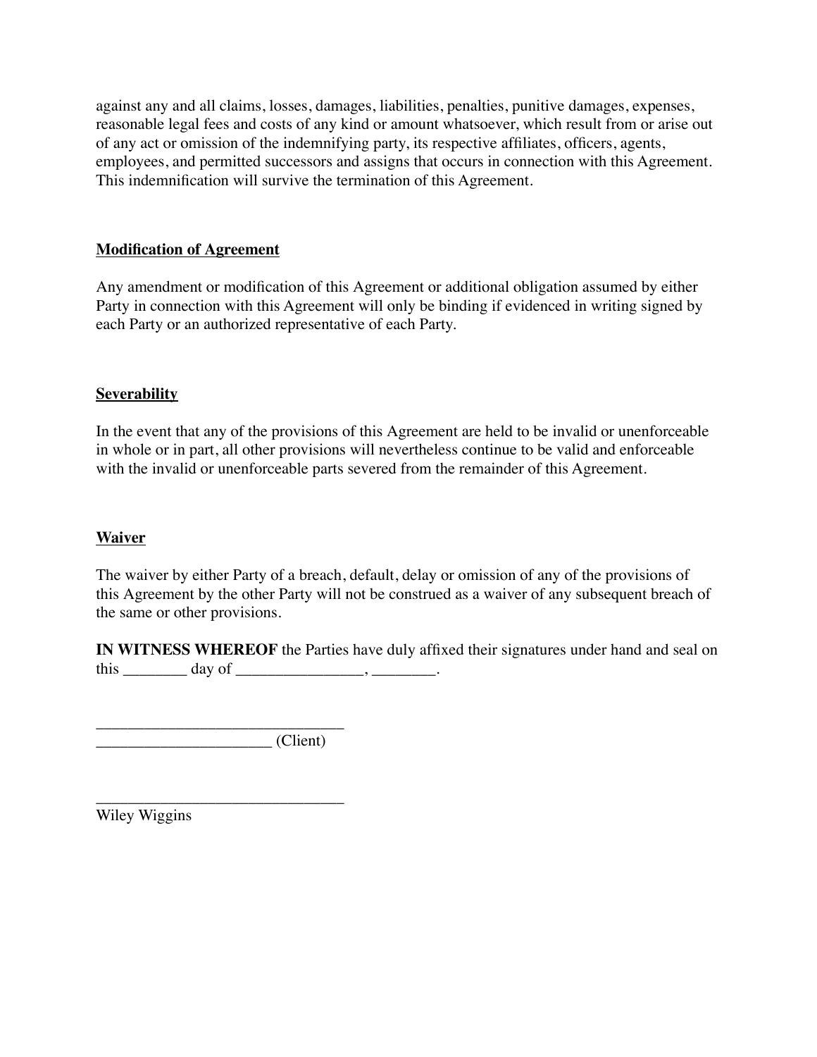against any and all claims, losses, damages, liabilities, penalties, punitive damages, expenses, reasonable legal fees and costs of any kind or amount whatsoever, which result from or arise out of any act or omission of the indemnifying party, its respective affiliates, officers, agents, employees, and permitted successors and assigns that occurs in connection with this Agreement. This indemnification will survive the termination of this Agreement.

**Modification of Agreement**

Any amendment or modification of this Agreement or additional obligation assumed by either Party in connection with this Agreement will only be binding if evidenced in writing signed by each Party or an authorized representative of each Party.

**Severability**

In the event that any of the provisions of this Agreement are held to be invalid or unenforceable in whole or in part, all other provisions will nevertheless continue to be valid and enforceable with the invalid or unenforceable parts severed from the remainder of this Agreement.

**Waiver**

The waiver by either Party of a breach, default, delay or omission of any of the provisions of this Agreement by the other Party will not be construed as a waiver of any subsequent breach of the same or other provisions.

**IN WITNESS WHEREOF** the Parties have duly affixed their signatures under hand and seal on this ________ day of ________________, ________.

_______________________________
______________________ (Client)

_______________________________
Wiley Wiggins